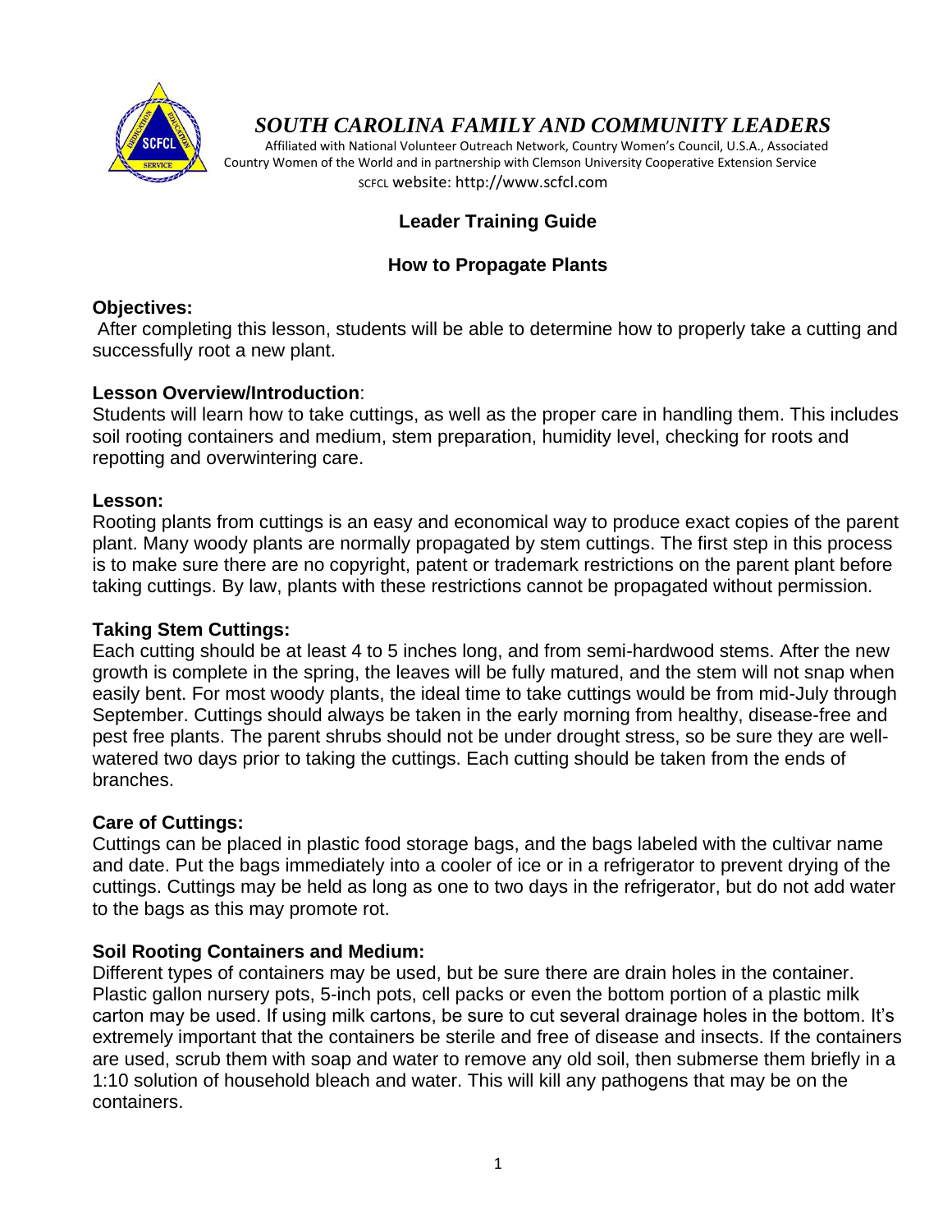# *SOUTH CAROLINA FAMILY AND COMMUNITY LEADERS*

Affiliated with National Volunteer Outreach Network, Country Women's Council, U.S.A., Associated Country Women of the World and in partnership with Clemson University Cooperative Extension Service

SCFCL website: http://www.scfcl.com

## Leader Training Guide

## How to Propagate Plants

**Objectives:**

After completing this lesson, students will be able to determine how to properly take a cutting and successfully root a new plant.

**Lesson Overview/Introduction**:

Students will learn how to take cuttings, as well as the proper care in handling them. This includes soil rooting containers and medium, stem preparation, humidity level, checking for roots and repotting and overwintering care.

**Lesson:**

Rooting plants from cuttings is an easy and economical way to produce exact copies of the parent plant. Many woody plants are normally propagated by stem cuttings. The first step in this process is to make sure there are no copyright, patent or trademark restrictions on the parent plant before taking cuttings. By law, plants with these restrictions cannot be propagated without permission.

**Taking Stem Cuttings:**

Each cutting should be at least 4 to 5 inches long, and from semi-hardwood stems. After the new growth is complete in the spring, the leaves will be fully matured, and the stem will not snap when easily bent. For most woody plants, the ideal time to take cuttings would be from mid-July through September. Cuttings should always be taken in the early morning from healthy, disease-free and pest free plants. The parent shrubs should not be under drought stress, so be sure they are well-watered two days prior to taking the cuttings. Each cutting should be taken from the ends of branches.

**Care of Cuttings:**

Cuttings can be placed in plastic food storage bags, and the bags labeled with the cultivar name and date. Put the bags immediately into a cooler of ice or in a refrigerator to prevent drying of the cuttings. Cuttings may be held as long as one to two days in the refrigerator, but do not add water to the bags as this may promote rot.

**Soil Rooting Containers and Medium:**

Different types of containers may be used, but be sure there are drain holes in the container. Plastic gallon nursery pots, 5-inch pots, cell packs or even the bottom portion of a plastic milk carton may be used. If using milk cartons, be sure to cut several drainage holes in the bottom. It's extremely important that the containers be sterile and free of disease and insects. If the containers are used, scrub them with soap and water to remove any old soil, then submerse them briefly in a 1:10 solution of household bleach and water. This will kill any pathogens that may be on the containers.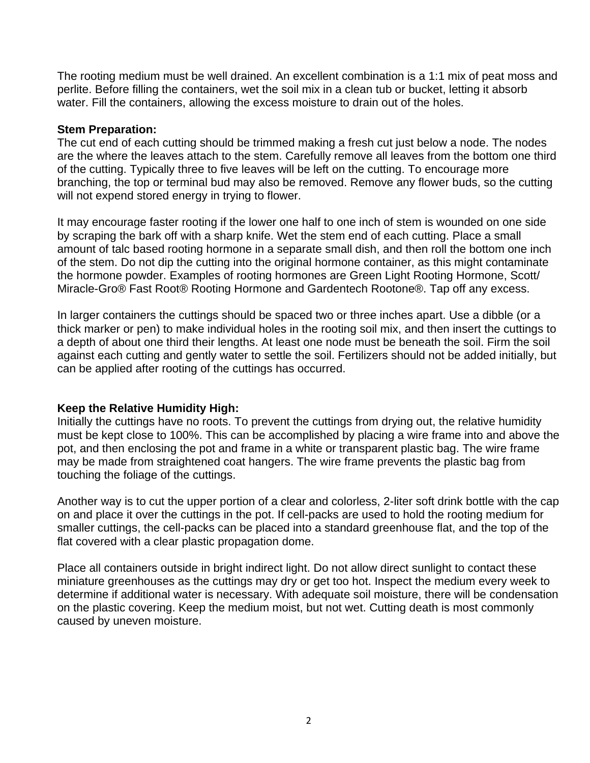The rooting medium must be well drained. An excellent combination is a 1:1 mix of peat moss and perlite. Before filling the containers, wet the soil mix in a clean tub or bucket, letting it absorb water. Fill the containers, allowing the excess moisture to drain out of the holes.

**Stem Preparation:**
The cut end of each cutting should be trimmed making a fresh cut just below a node. The nodes are the where the leaves attach to the stem. Carefully remove all leaves from the bottom one third of the cutting. Typically three to five leaves will be left on the cutting. To encourage more branching, the top or terminal bud may also be removed. Remove any flower buds, so the cutting will not expend stored energy in trying to flower.

It may encourage faster rooting if the lower one half to one inch of stem is wounded on one side by scraping the bark off with a sharp knife. Wet the stem end of each cutting. Place a small amount of talc based rooting hormone in a separate small dish, and then roll the bottom one inch of the stem. Do not dip the cutting into the original hormone container, as this might contaminate the hormone powder. Examples of rooting hormones are Green Light Rooting Hormone, Scott/ Miracle-Gro® Fast Root® Rooting Hormone and Gardentech Rootone®. Tap off any excess.

In larger containers the cuttings should be spaced two or three inches apart. Use a dibble (or a thick marker or pen) to make individual holes in the rooting soil mix, and then insert the cuttings to a depth of about one third their lengths. At least one node must be beneath the soil. Firm the soil against each cutting and gently water to settle the soil. Fertilizers should not be added initially, but can be applied after rooting of the cuttings has occurred.

**Keep the Relative Humidity High:**
Initially the cuttings have no roots. To prevent the cuttings from drying out, the relative humidity must be kept close to 100%. This can be accomplished by placing a wire frame into and above the pot, and then enclosing the pot and frame in a white or transparent plastic bag. The wire frame may be made from straightened coat hangers. The wire frame prevents the plastic bag from touching the foliage of the cuttings.

Another way is to cut the upper portion of a clear and colorless, 2-liter soft drink bottle with the cap on and place it over the cuttings in the pot. If cell-packs are used to hold the rooting medium for smaller cuttings, the cell-packs can be placed into a standard greenhouse flat, and the top of the flat covered with a clear plastic propagation dome.

Place all containers outside in bright indirect light. Do not allow direct sunlight to contact these miniature greenhouses as the cuttings may dry or get too hot. Inspect the medium every week to determine if additional water is necessary. With adequate soil moisture, there will be condensation on the plastic covering. Keep the medium moist, but not wet. Cutting death is most commonly caused by uneven moisture.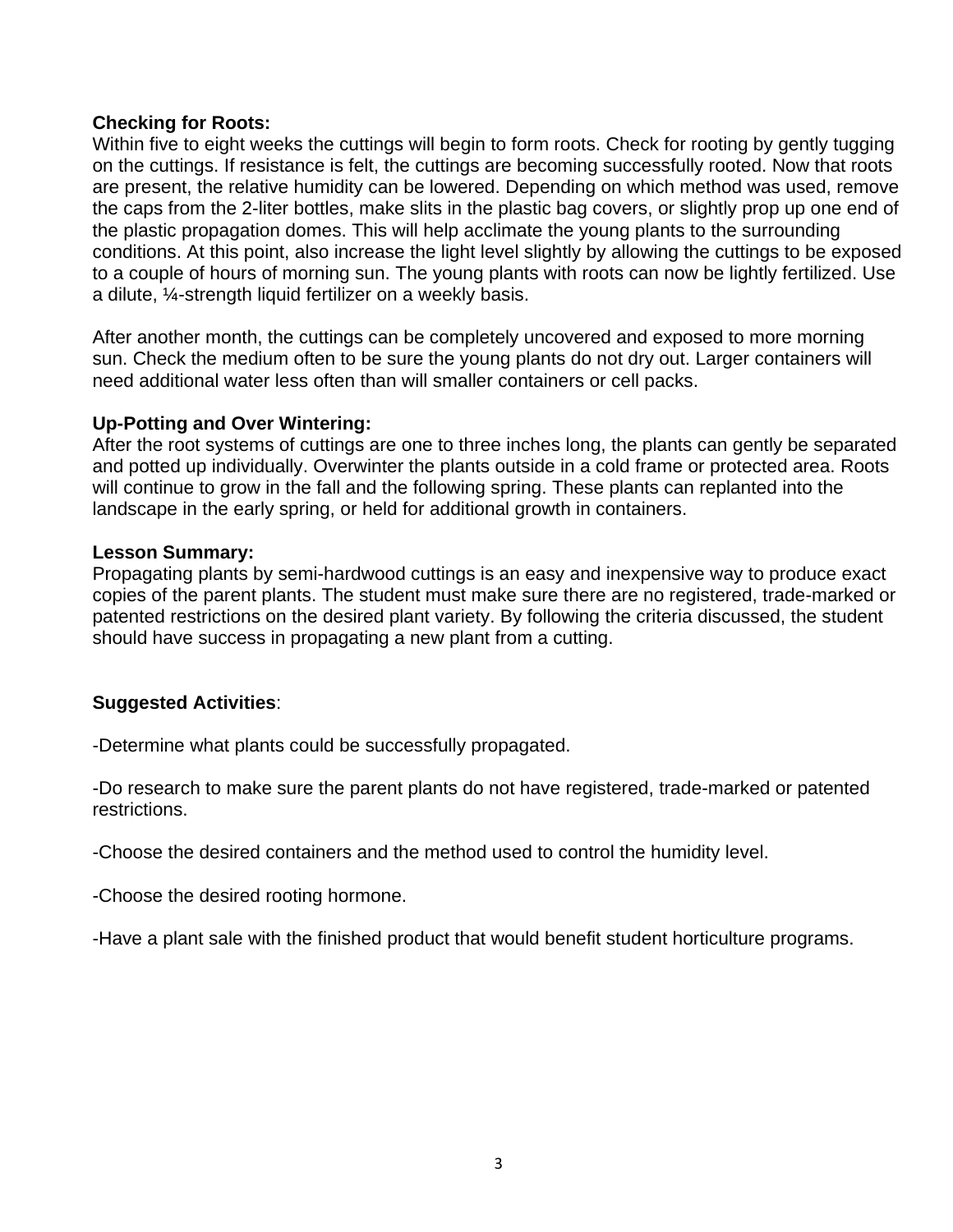**Checking for Roots:**
Within five to eight weeks the cuttings will begin to form roots. Check for rooting by gently tugging on the cuttings. If resistance is felt, the cuttings are becoming successfully rooted. Now that roots are present, the relative humidity can be lowered. Depending on which method was used, remove the caps from the 2-liter bottles, make slits in the plastic bag covers, or slightly prop up one end of the plastic propagation domes. This will help acclimate the young plants to the surrounding conditions. At this point, also increase the light level slightly by allowing the cuttings to be exposed to a couple of hours of morning sun. The young plants with roots can now be lightly fertilized. Use a dilute, ¼-strength liquid fertilizer on a weekly basis.

After another month, the cuttings can be completely uncovered and exposed to more morning sun. Check the medium often to be sure the young plants do not dry out. Larger containers will need additional water less often than will smaller containers or cell packs.

**Up-Potting and Over Wintering:**
After the root systems of cuttings are one to three inches long, the plants can gently be separated and potted up individually. Overwinter the plants outside in a cold frame or protected area. Roots will continue to grow in the fall and the following spring. These plants can replanted into the landscape in the early spring, or held for additional growth in containers.

**Lesson Summary:**
Propagating plants by semi-hardwood cuttings is an easy and inexpensive way to produce exact copies of the parent plants. The student must make sure there are no registered, trade-marked or patented restrictions on the desired plant variety. By following the criteria discussed, the student should have success in propagating a new plant from a cutting.

**Suggested Activities**:

-Determine what plants could be successfully propagated.

-Do research to make sure the parent plants do not have registered, trade-marked or patented restrictions.

-Choose the desired containers and the method used to control the humidity level.

-Choose the desired rooting hormone.

-Have a plant sale with the finished product that would benefit student horticulture programs.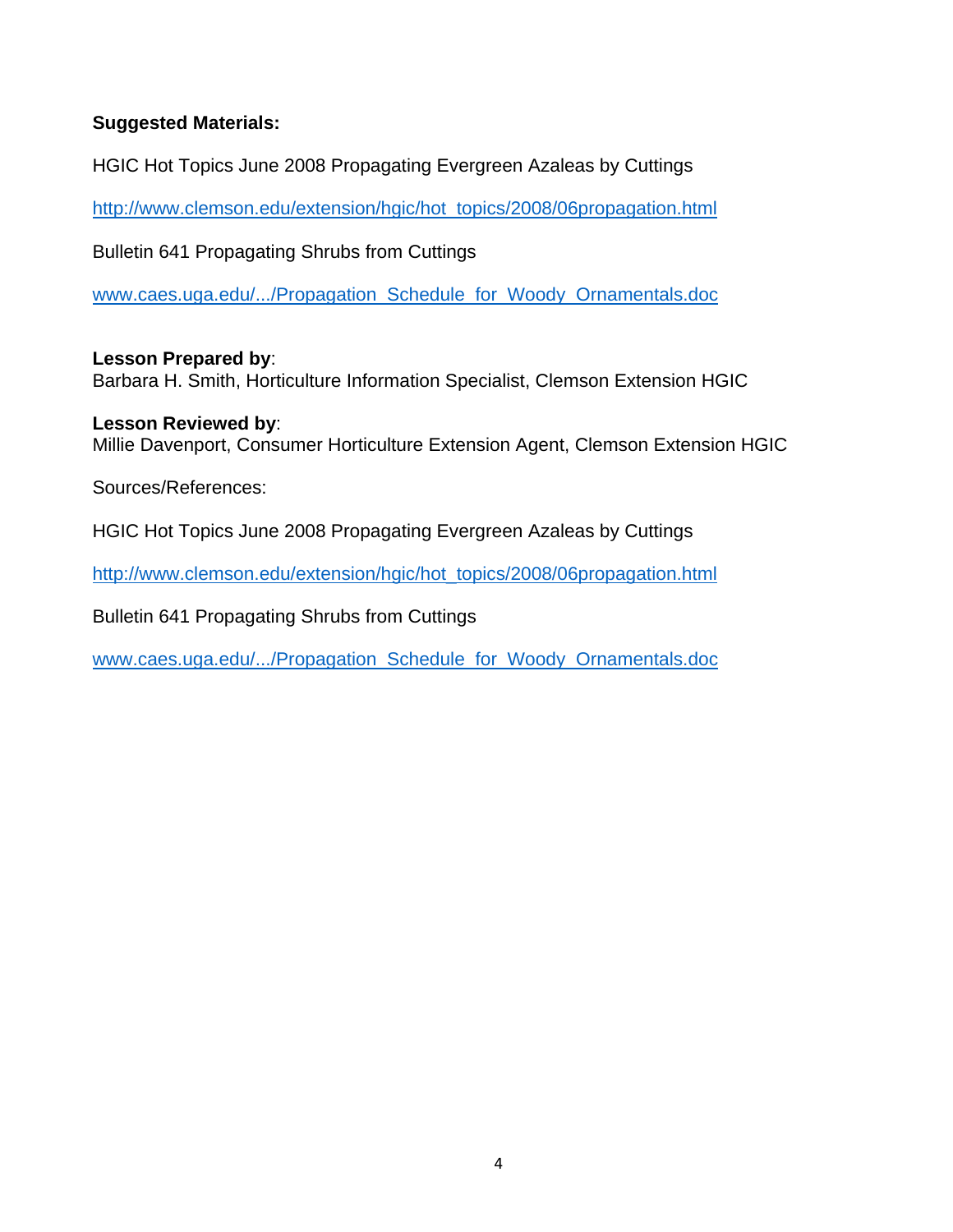**Suggested Materials:**

HGIC Hot Topics June 2008 Propagating Evergreen Azaleas by Cuttings

http://www.clemson.edu/extension/hgic/hot_topics/2008/06propagation.html

Bulletin 641 Propagating Shrubs from Cuttings

www.caes.uga.edu/.../Propagation_Schedule_for_Woody_Ornamentals.doc

**Lesson Prepared by**:
Barbara H. Smith, Horticulture Information Specialist, Clemson Extension HGIC

**Lesson Reviewed by**:
Millie Davenport, Consumer Horticulture Extension Agent, Clemson Extension HGIC

Sources/References:

HGIC Hot Topics June 2008 Propagating Evergreen Azaleas by Cuttings

http://www.clemson.edu/extension/hgic/hot_topics/2008/06propagation.html

Bulletin 641 Propagating Shrubs from Cuttings

www.caes.uga.edu/.../Propagation_Schedule_for_Woody_Ornamentals.doc